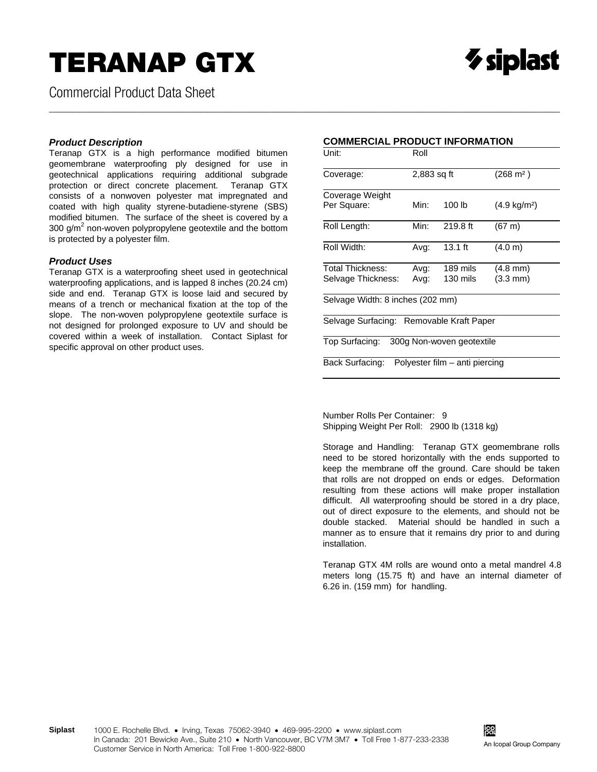# TERANAP GTX

Commercial Product Data Sheet

### *Product Description*

Teranap GTX is a high performance modified bitumen geomembrane waterproofing ply designed for use in geotechnical applications requiring additional subgrade protection or direct concrete placement. Teranap GTX consists of a nonwoven polyester mat impregnated and coated with high quality styrene-butadiene-styrene (SBS) modified bitumen. The surface of the sheet is covered by a 300 g/$m^2$ non-woven polypropylene geotextile and the bottom is protected by a polyester film.

### *Product Uses*

Teranap GTX is a waterproofing sheet used in geotechnical waterproofing applications, and is lapped 8 inches (20.24 cm) side and end. Teranap GTX is loose laid and secured by means of a trench or mechanical fixation at the top of the slope. The non-woven polypropylene geotextile surface is not designed for prolonged exposure to UV and should be covered within a week of installation. Contact Siplast for specific approval on other product uses.

### COMMERCIAL PRODUCT INFORMATION

| | | | |
|---|---|---|---|
| Unit: | Roll | | |
| Coverage: | 2,883 sq ft | | ($268\ m^2$) |
| Coverage Weight Per Square: | Min: | 100 lb | ($4.9\ kg/m^2$) |
| Roll Length: | Min: | 219.8 ft | (67 m) |
| Roll Width: | Avg: | 13.1 ft | (4.0 m) |
| Total Thickness: | Avg: | 189 mils | (4.8 mm) |
| Selvage Thickness: | Avg: | 130 mils | (3.3 mm) |
| Selvage Width: 8 inches (202 mm) | | | |
| Selvage Surfacing: Removable Kraft Paper | | | |
| Top Surfacing: 300g Non-woven geotextile | | | |
| Back Surfacing: Polyester film – anti piercing | | | |

Number Rolls Per Container: 9
Shipping Weight Per Roll: 2900 lb (1318 kg)

Storage and Handling: Teranap GTX geomembrane rolls need to be stored horizontally with the ends supported to keep the membrane off the ground. Care should be taken that rolls are not dropped on ends or edges. Deformation resulting from these actions will make proper installation difficult. All waterproofing should be stored in a dry place, out of direct exposure to the elements, and should not be double stacked. Material should be handled in such a manner as to ensure that it remains dry prior to and during installation.

Teranap GTX 4M rolls are wound onto a metal mandrel 4.8 meters long (15.75 ft) and have an internal diameter of 6.26 in. (159 mm) for handling.

**Siplast** 1000 E. Rochelle Blvd. • Irving, Texas 75062-3940 • 469-995-2200 • www.siplast.com
In Canada: 201 Bewicke Ave., Suite 210 • North Vancouver, BC V7M 3M7 • Toll Free 1-877-233-2338
Customer Service in North America: Toll Free 1-800-922-8800

An Icopal Group Company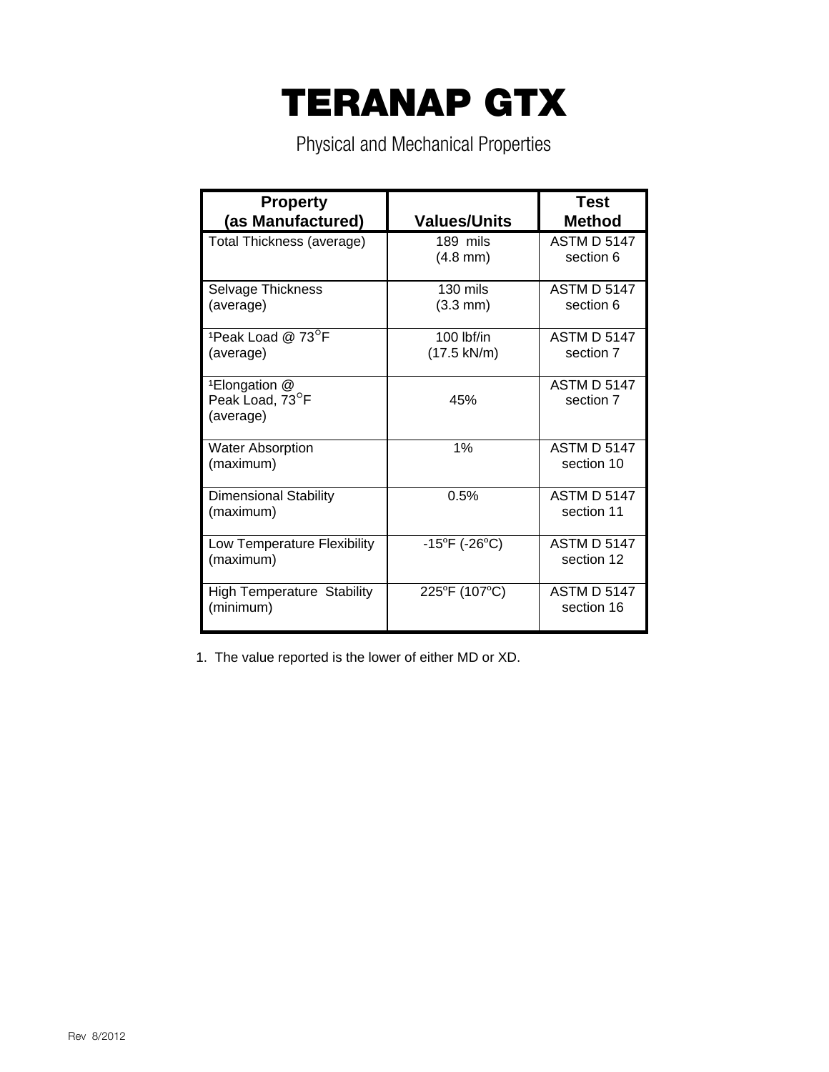# TERANAP GTX

Physical and Mechanical Properties

| Property (as Manufactured) | Values/Units | Test Method |
|---|---|---|
| Total Thickness (average) | 189 mils (4.8 mm) | ASTM D 5147 section 6 |
| Selvage Thickness (average) | 130 mils (3.3 mm) | ASTM D 5147 section 6 |
| [1]Peak Load @ 73°F (average) | 100 lbf/in (17.5 kN/m) | ASTM D 5147 section 7 |
| [1]Elongation @ Peak Load, 73°F (average) | 45% | ASTM D 5147 section 7 |
| Water Absorption (maximum) | 1% | ASTM D 5147 section 10 |
| Dimensional Stability (maximum) | 0.5% | ASTM D 5147 section 11 |
| Low Temperature Flexibility (maximum) | -15ºF (-26ºC) | ASTM D 5147 section 12 |
| High Temperature Stability (minimum) | 225ºF (107ºC) | ASTM D 5147 section 16 |

1. The value reported is the lower of either MD or XD.

Rev 8/2012